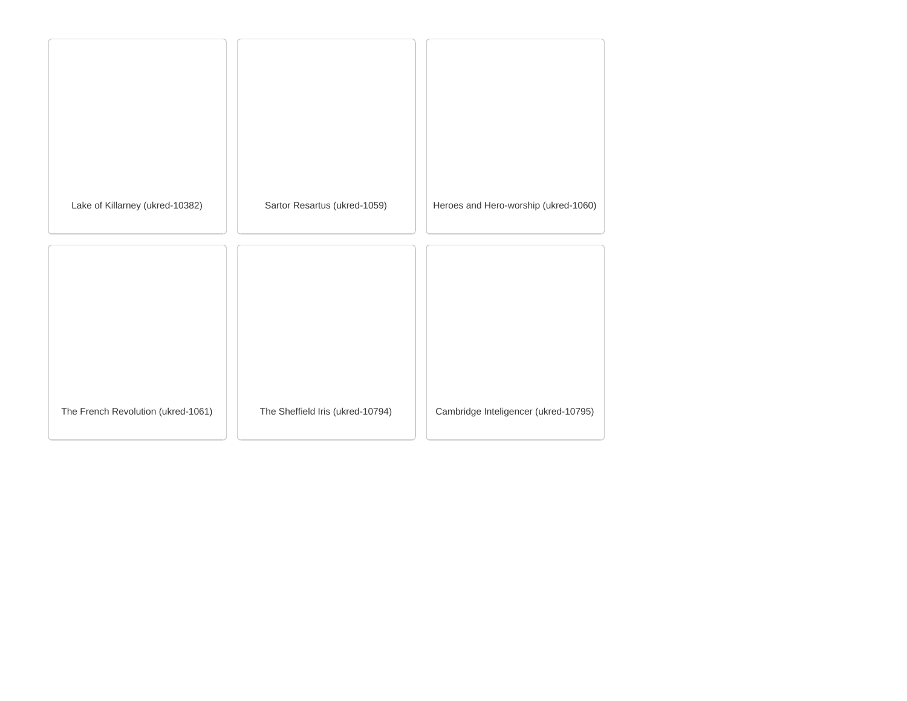Lake of Killarney (ukred-10382)

Sartor Resartus (ukred-1059)

Heroes and Hero-worship (ukred-1060)

The French Revolution (ukred-1061)

The Sheffield Iris (ukred-10794)

Cambridge Inteligencer (ukred-10795)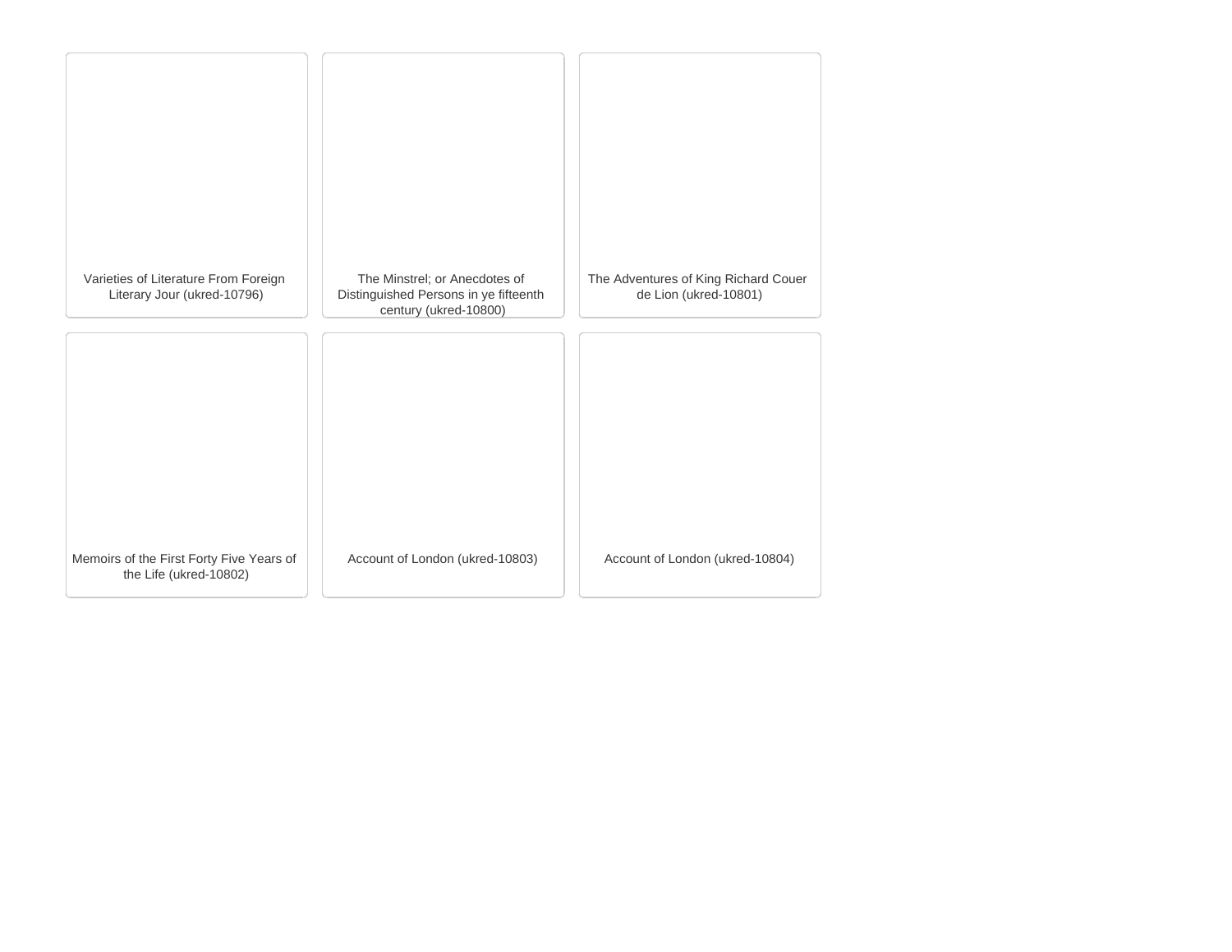Varieties of Literature From Foreign Literary Jour (ukred-10796)

The Minstrel; or Anecdotes of Distinguished Persons in ye fifteenth century (ukred-10800)

The Adventures of King Richard Couer de Lion (ukred-10801)

Memoirs of the First Forty Five Years of the Life (ukred-10802)

Account of London (ukred-10803)

Account of London (ukred-10804)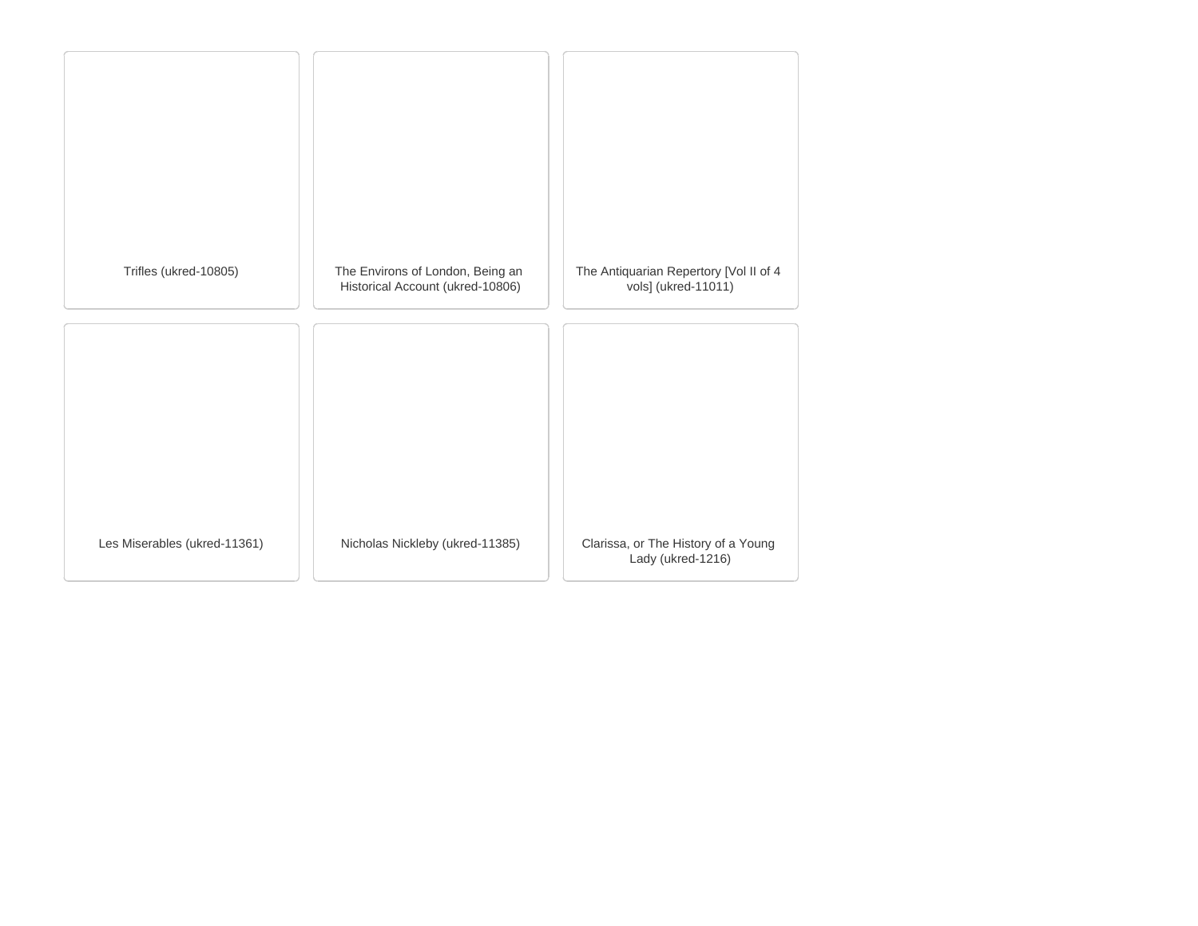Trifles (ukred-10805)

The Environs of London, Being an Historical Account (ukred-10806)

The Antiquarian Repertory [Vol II of 4 vols] (ukred-11011)

Les Miserables (ukred-11361)

Nicholas Nickleby (ukred-11385)

Clarissa, or The History of a Young Lady (ukred-1216)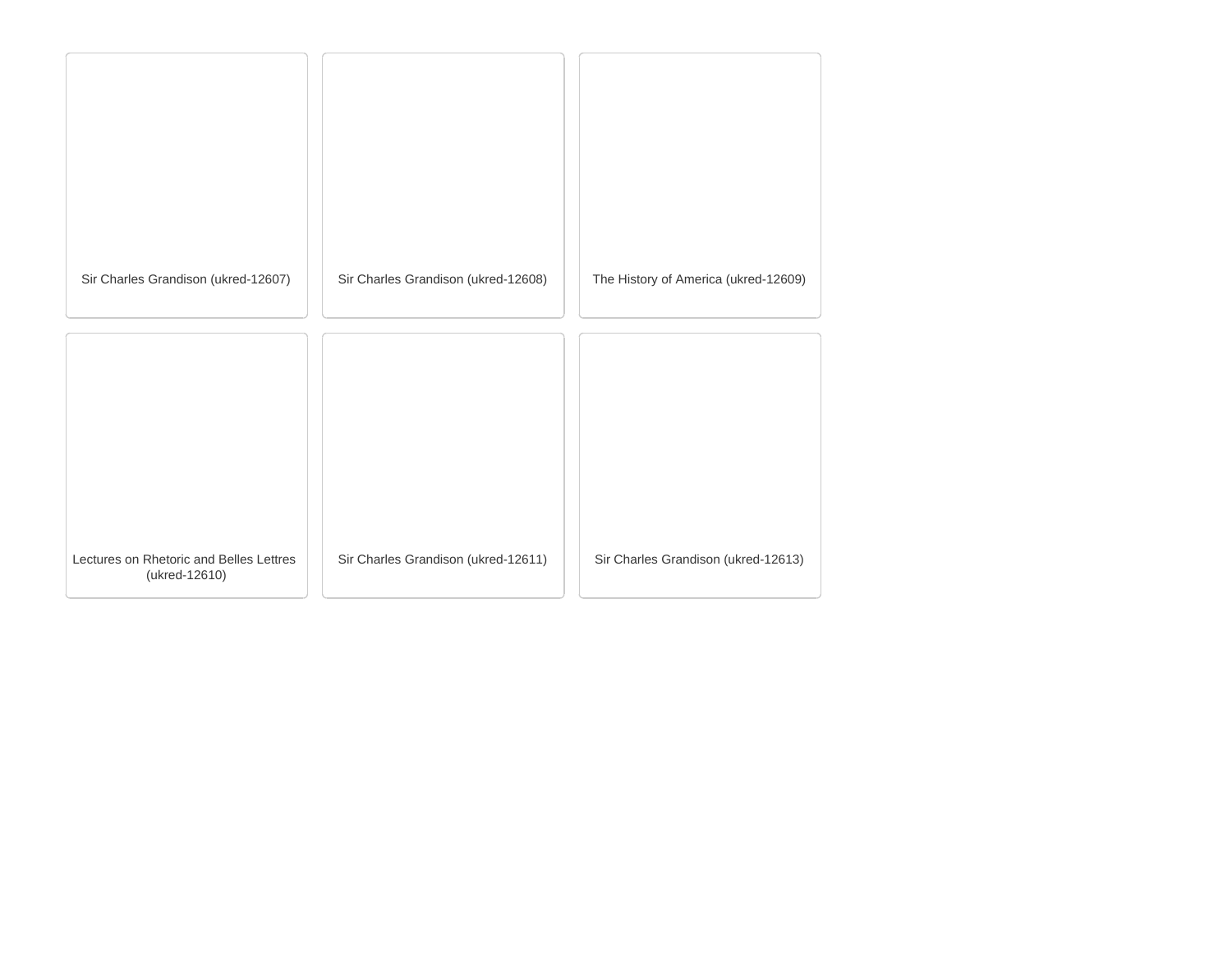Sir Charles Grandison (ukred-12607)

Sir Charles Grandison (ukred-12608)

The History of America (ukred-12609)

Lectures on Rhetoric and Belles Lettres (ukred-12610)

Sir Charles Grandison (ukred-12611)

Sir Charles Grandison (ukred-12613)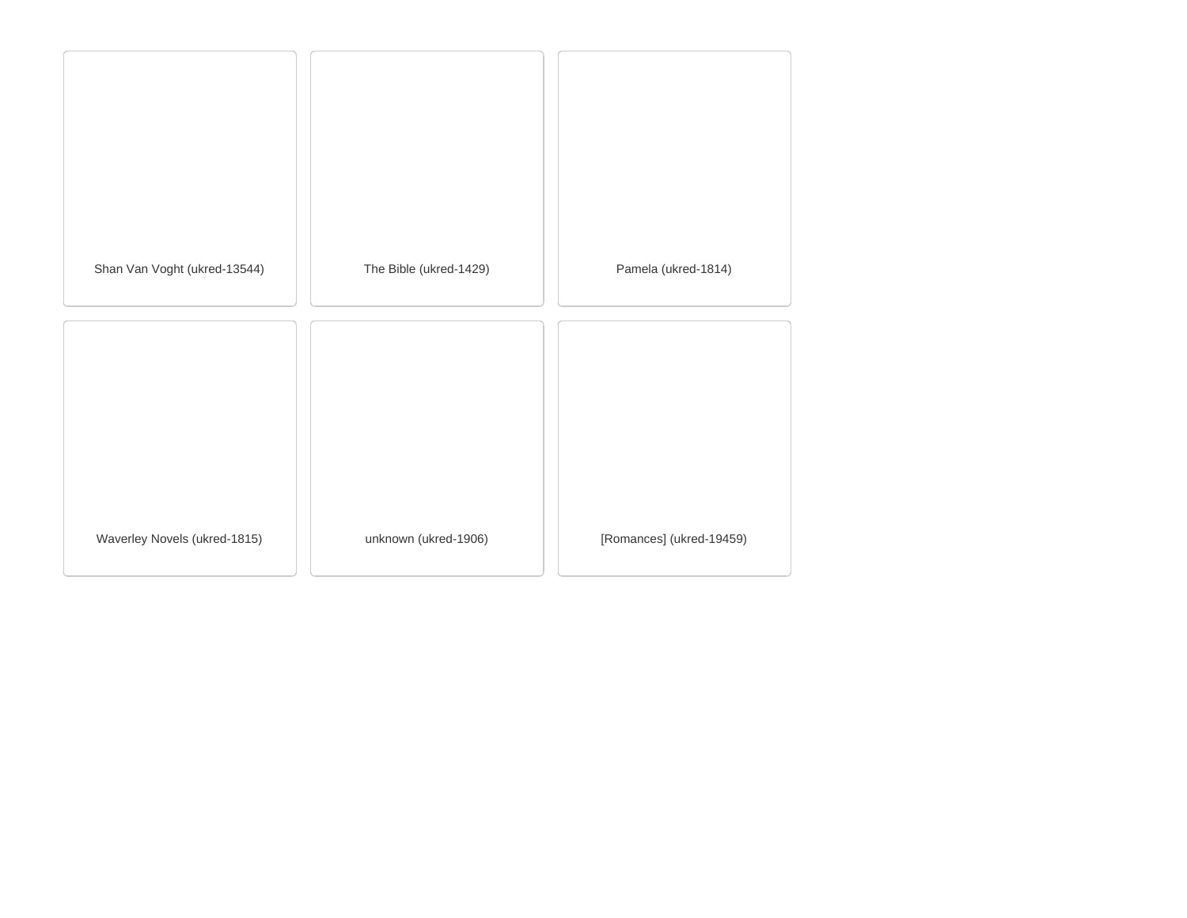Shan Van Voght (ukred-13544)

The Bible (ukred-1429)

Pamela (ukred-1814)

Waverley Novels (ukred-1815)

unknown (ukred-1906)

[Romances] (ukred-19459)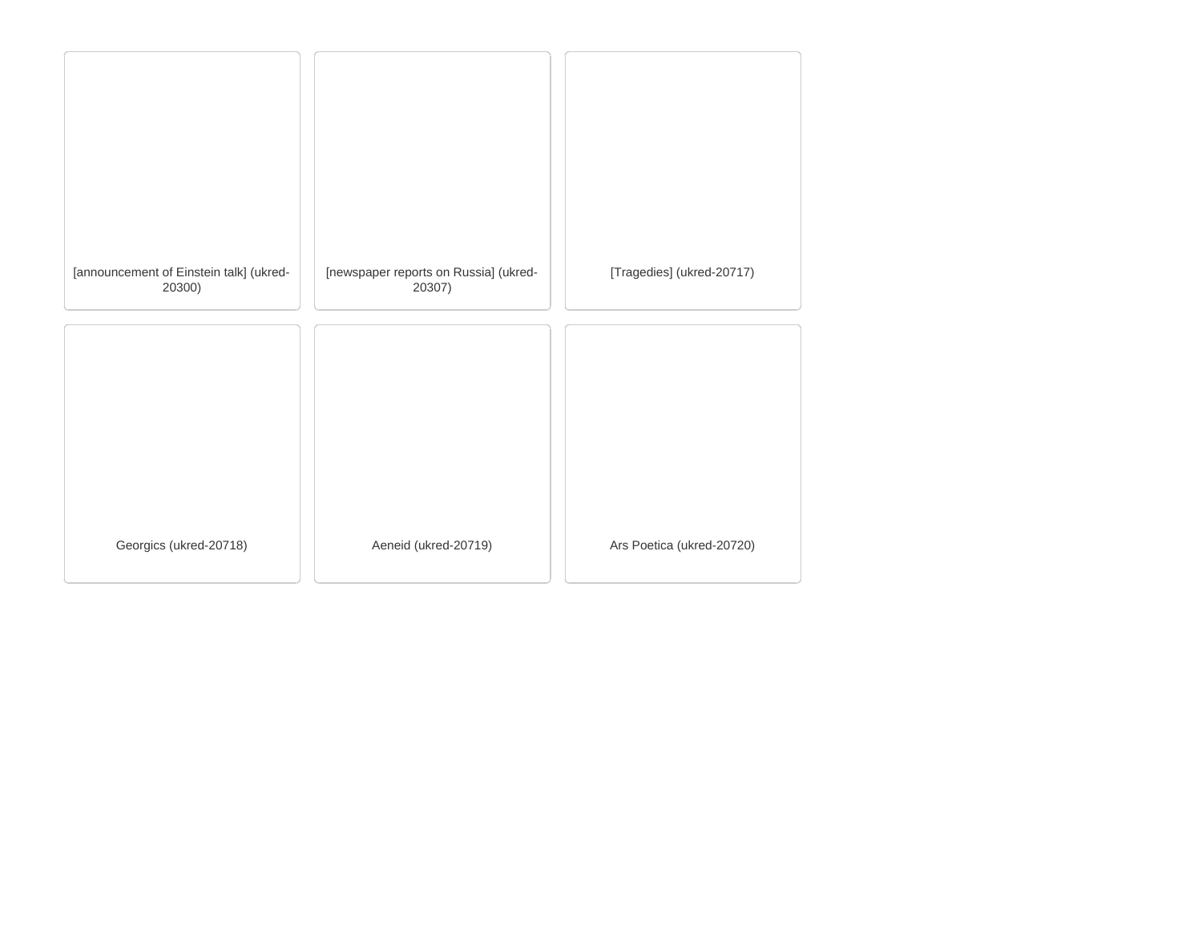[announcement of Einstein talk] (ukred-20300)

[newspaper reports on Russia] (ukred-20307)

[Tragedies] (ukred-20717)

Georgics (ukred-20718)

Aeneid (ukred-20719)

Ars Poetica (ukred-20720)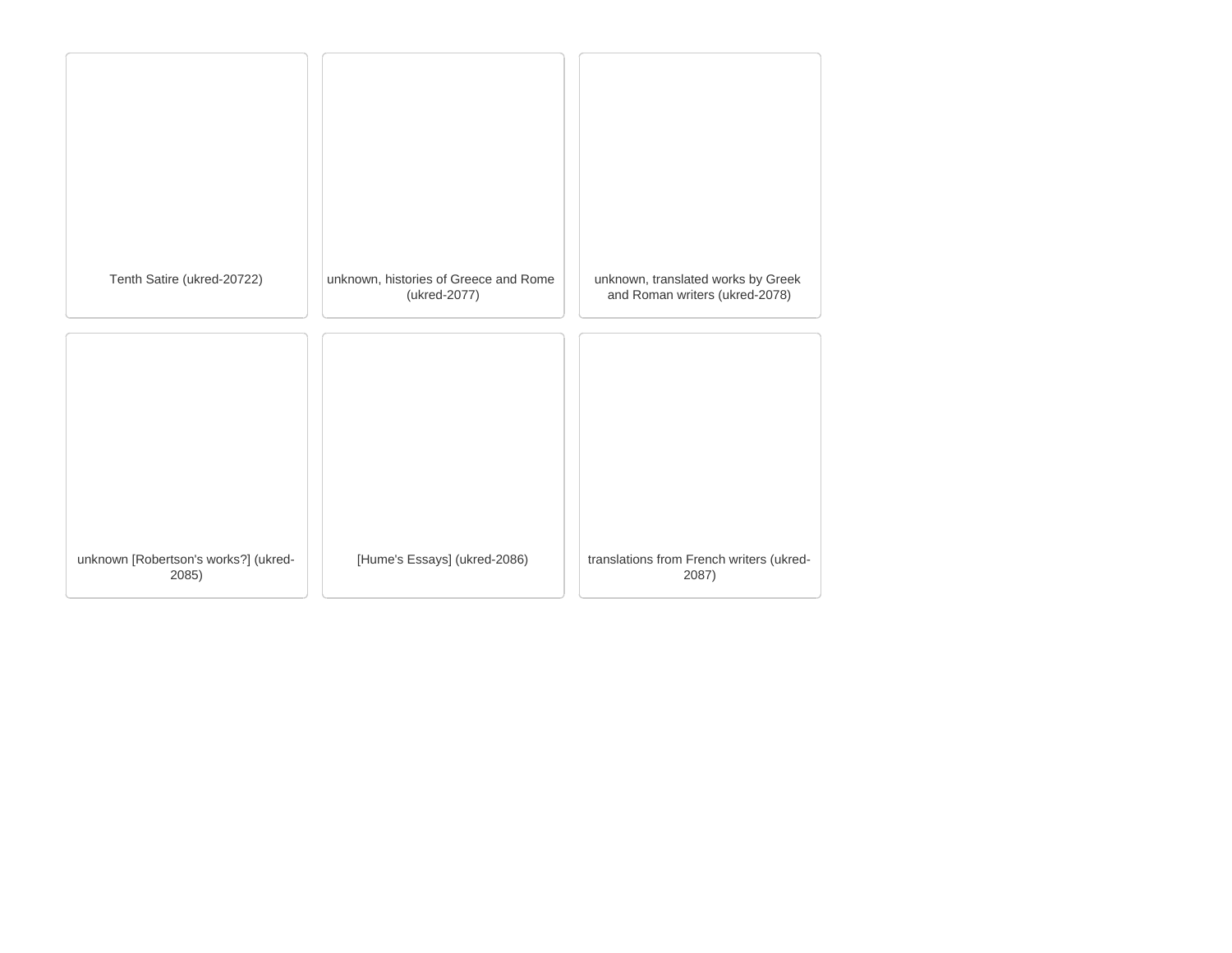Tenth Satire (ukred-20722)

unknown, histories of Greece and Rome (ukred-2077)

unknown, translated works by Greek and Roman writers (ukred-2078)

unknown [Robertson's works?] (ukred-2085)

[Hume's Essays] (ukred-2086)

translations from French writers (ukred-2087)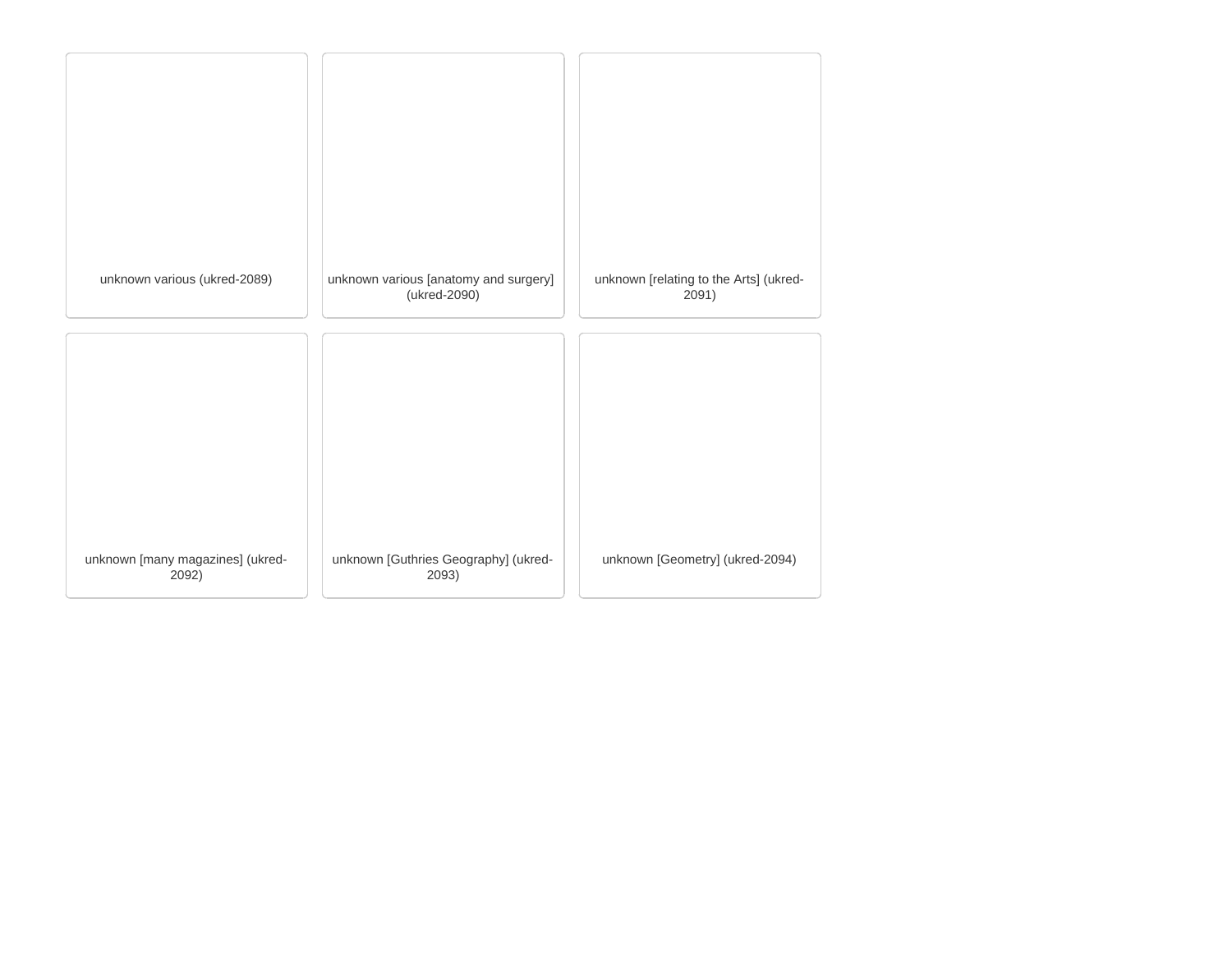unknown various (ukred-2089)

unknown various [anatomy and surgery] (ukred-2090)

unknown [relating to the Arts] (ukred-2091)

unknown [many magazines] (ukred-2092)

unknown [Guthries Geography] (ukred-2093)

unknown [Geometry] (ukred-2094)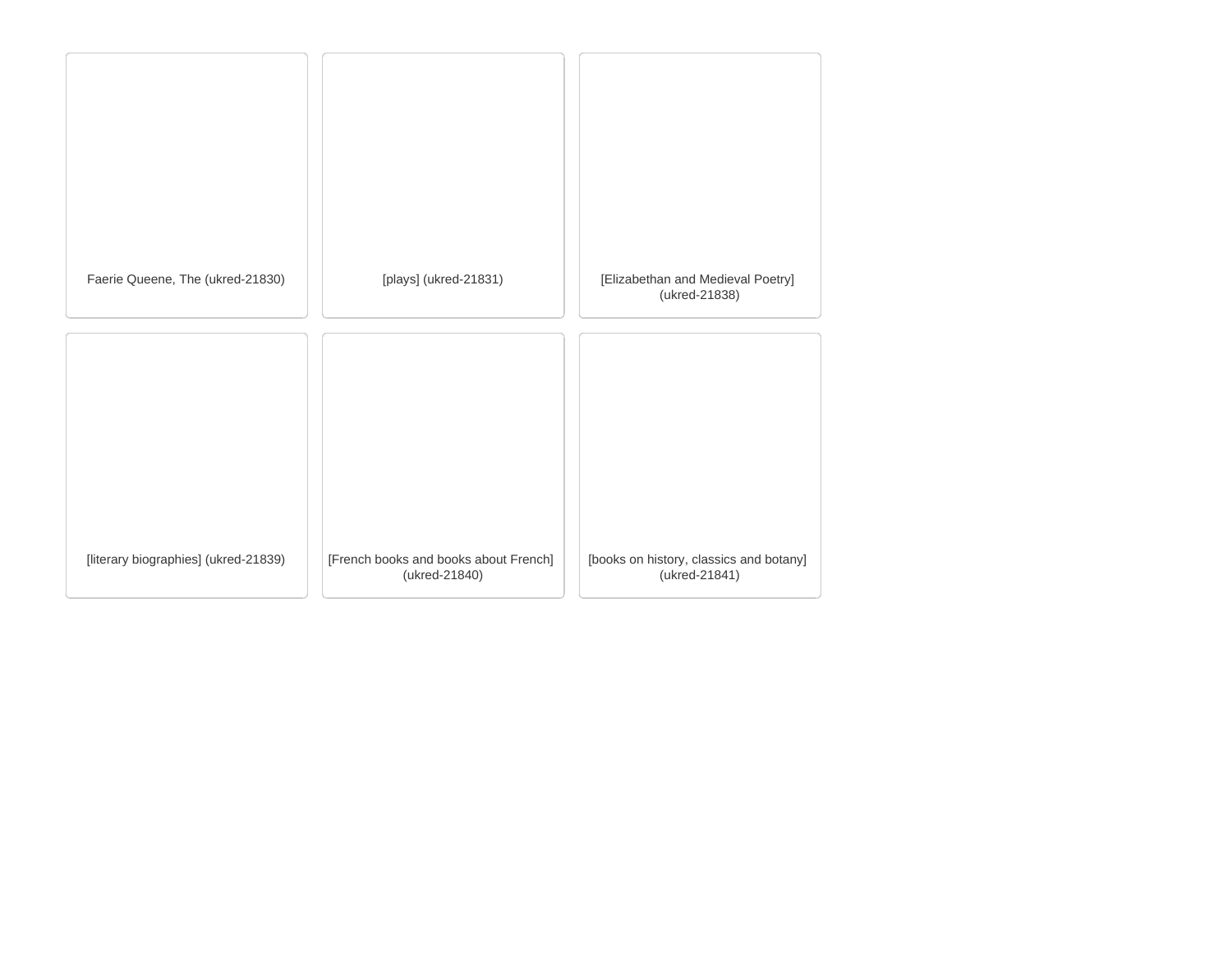Faerie Queene, The (ukred-21830)

[plays] (ukred-21831)

[Elizabethan and Medieval Poetry] (ukred-21838)

[literary biographies] (ukred-21839)

[French books and books about French] (ukred-21840)

[books on history, classics and botany] (ukred-21841)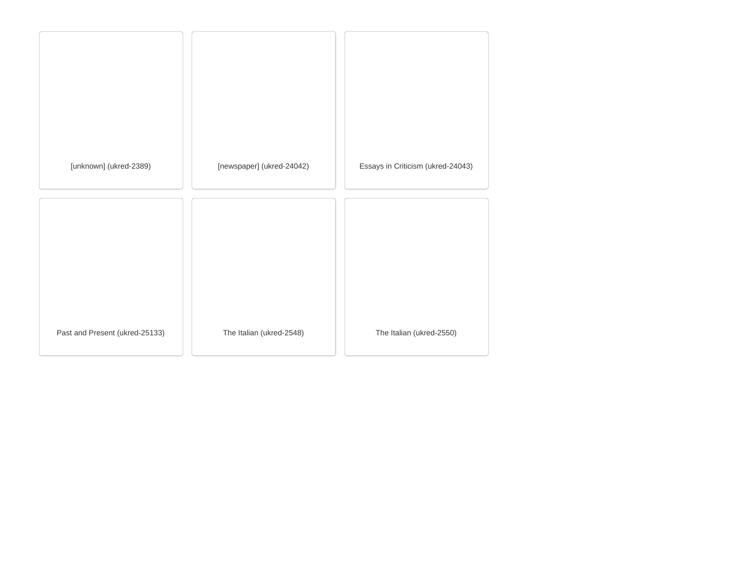[unknown] (ukred-2389)

[newspaper] (ukred-24042)

Essays in Criticism (ukred-24043)

Past and Present (ukred-25133)

The Italian (ukred-2548)

The Italian (ukred-2550)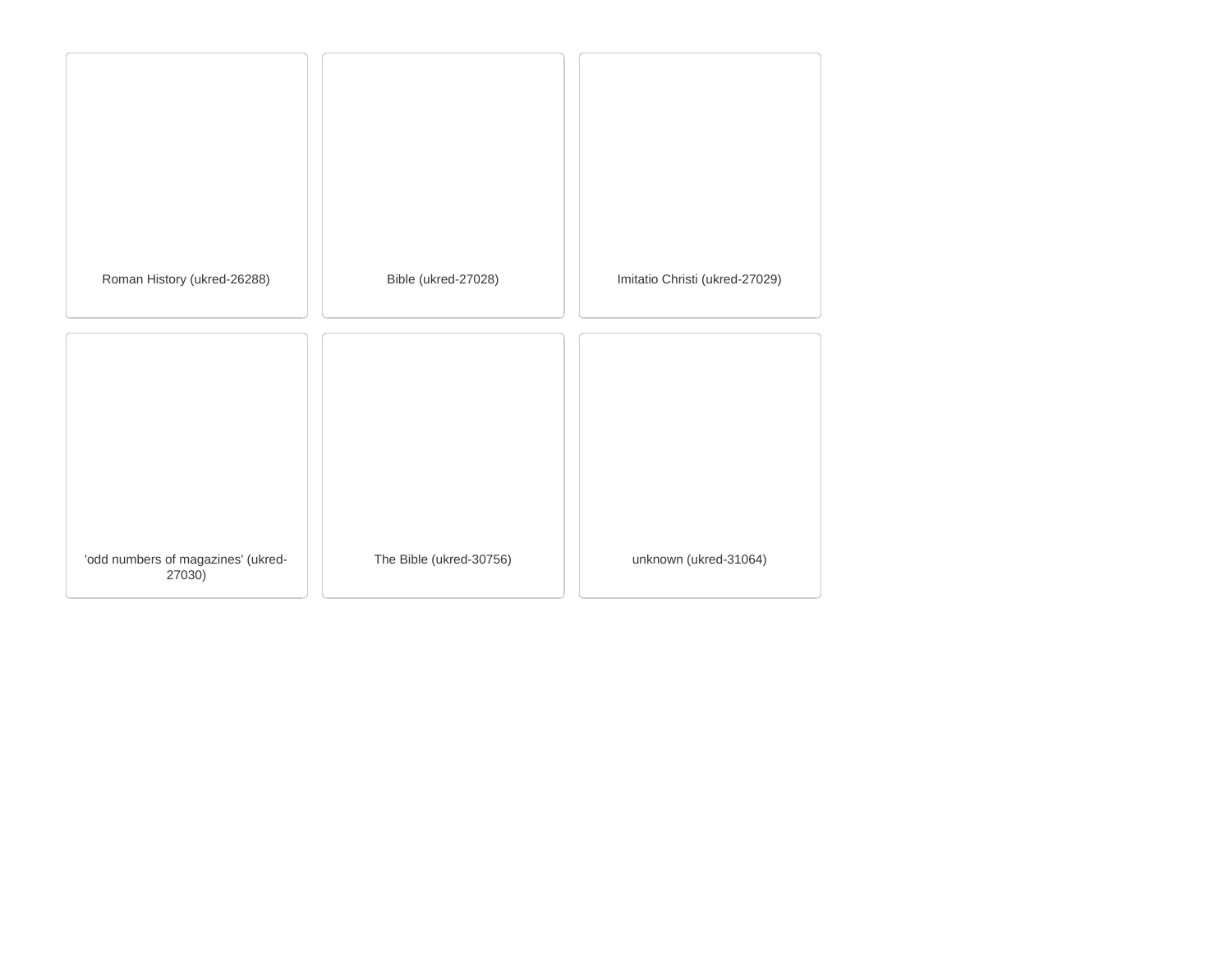Roman History (ukred-26288)

Bible (ukred-27028)

Imitatio Christi (ukred-27029)

'odd numbers of magazines' (ukred-27030)

The Bible (ukred-30756)

unknown (ukred-31064)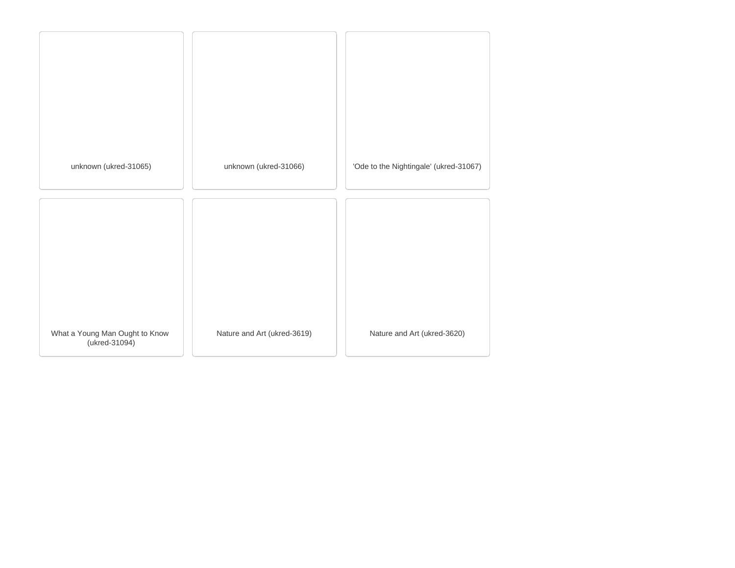unknown (ukred-31065)

unknown (ukred-31066)

'Ode to the Nightingale' (ukred-31067)

What a Young Man Ought to Know (ukred-31094)

Nature and Art (ukred-3619)

Nature and Art (ukred-3620)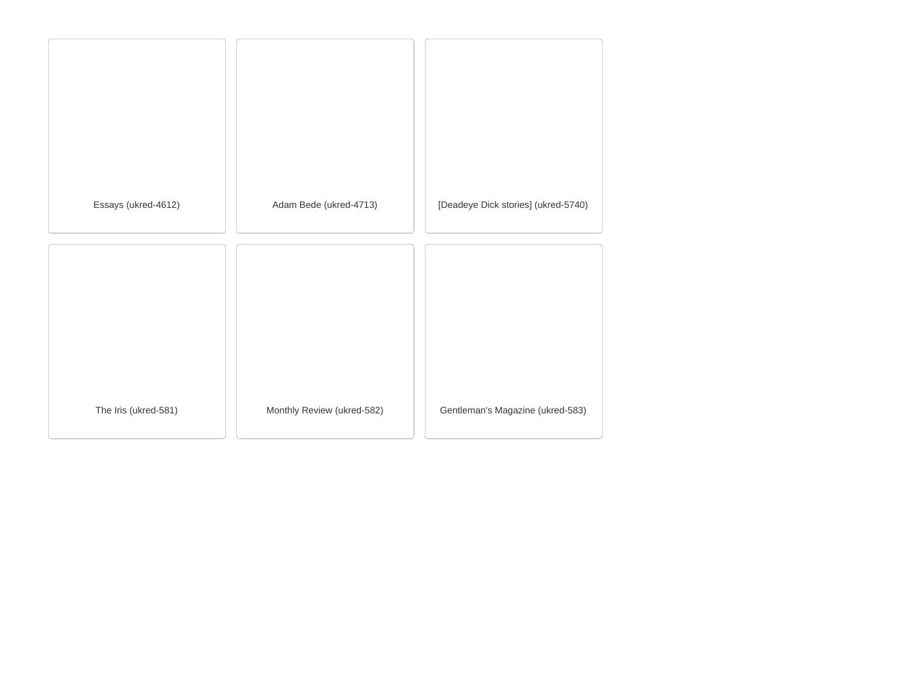Essays (ukred-4612)

Adam Bede (ukred-4713)

[Deadeye Dick stories] (ukred-5740)

The Iris (ukred-581)

Monthly Review (ukred-582)

Gentleman's Magazine (ukred-583)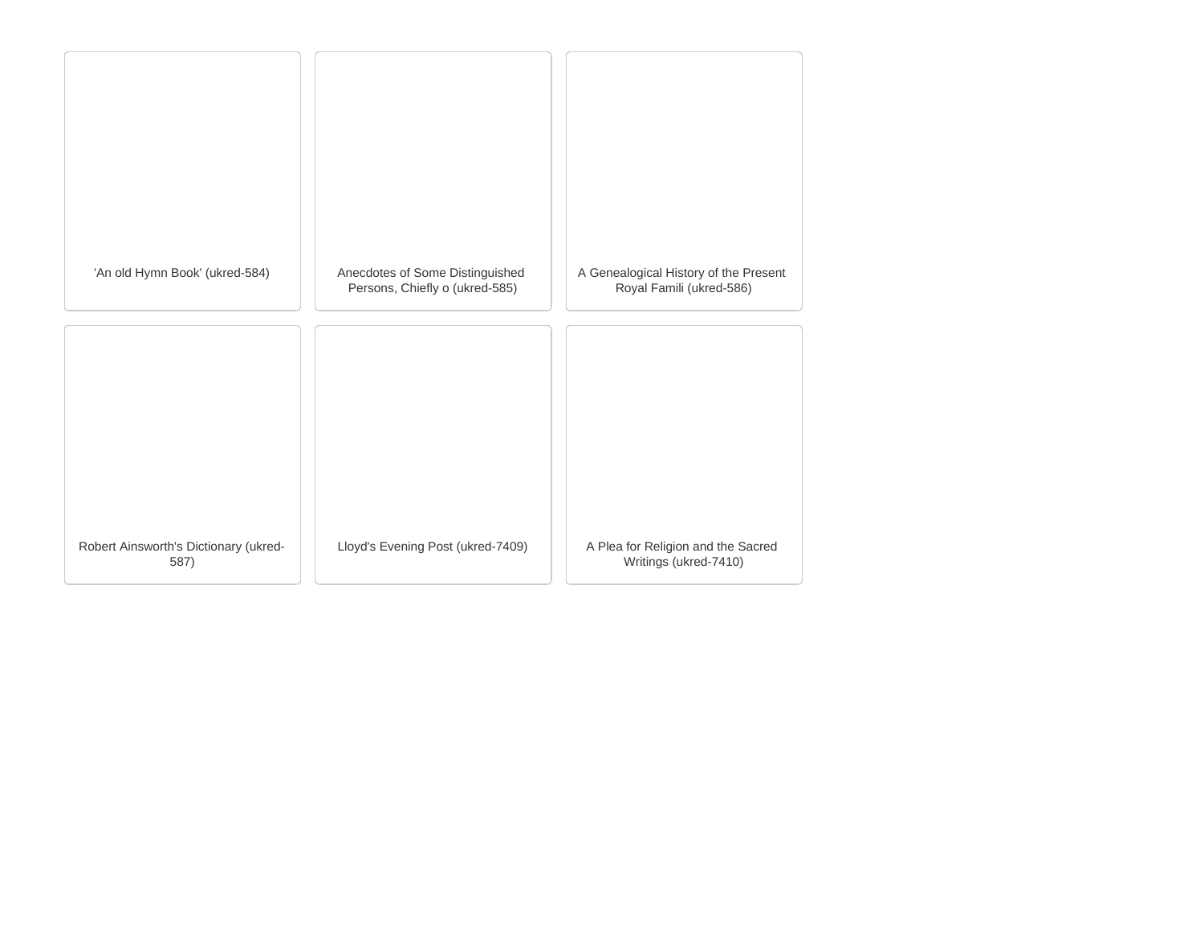'An old Hymn Book' (ukred-584)

Anecdotes of Some Distinguished Persons, Chiefly o (ukred-585)

A Genealogical History of the Present Royal Famili (ukred-586)

Robert Ainsworth's Dictionary (ukred-587)

Lloyd's Evening Post (ukred-7409)

A Plea for Religion and the Sacred Writings (ukred-7410)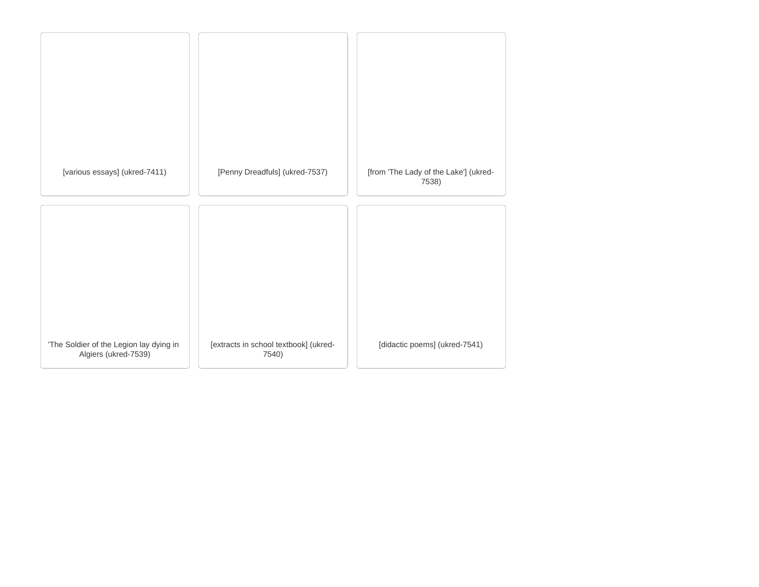[various essays] (ukred-7411)

[Penny Dreadfuls] (ukred-7537)

[from 'The Lady of the Lake'] (ukred-7538)

'The Soldier of the Legion lay dying in Algiers (ukred-7539)

[extracts in school textbook] (ukred-7540)

[didactic poems] (ukred-7541)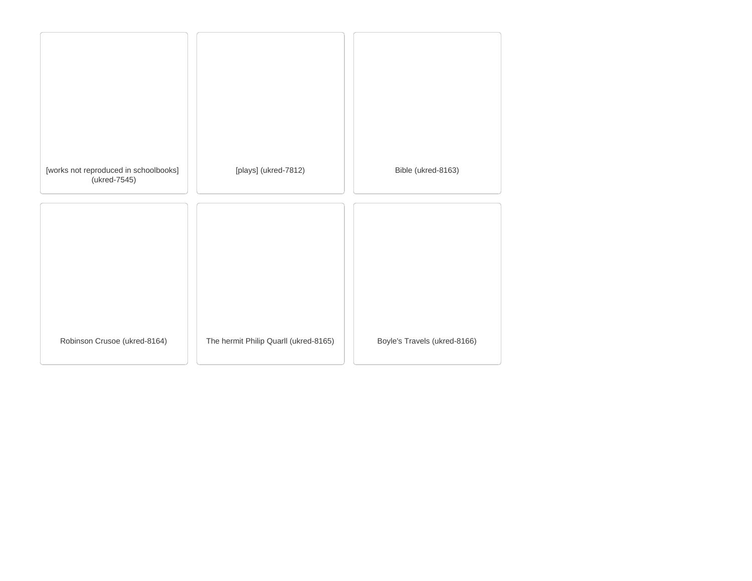[works not reproduced in schoolbooks] (ukred-7545)

[plays] (ukred-7812)

Bible (ukred-8163)

Robinson Crusoe (ukred-8164)

The hermit Philip Quarll (ukred-8165)

Boyle's Travels (ukred-8166)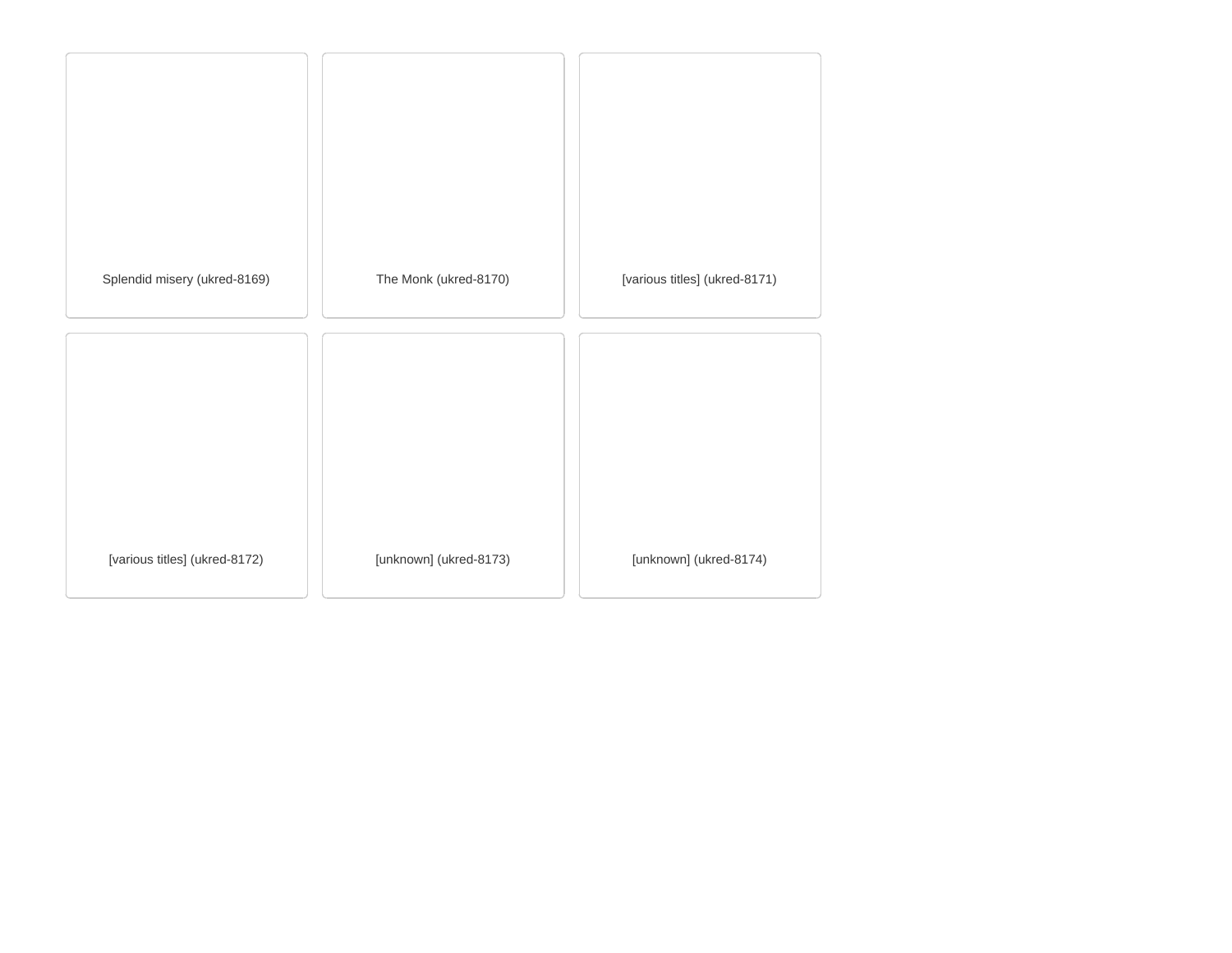Splendid misery (ukred-8169)

The Monk (ukred-8170)

[various titles] (ukred-8171)

[various titles] (ukred-8172)

[unknown] (ukred-8173)

[unknown] (ukred-8174)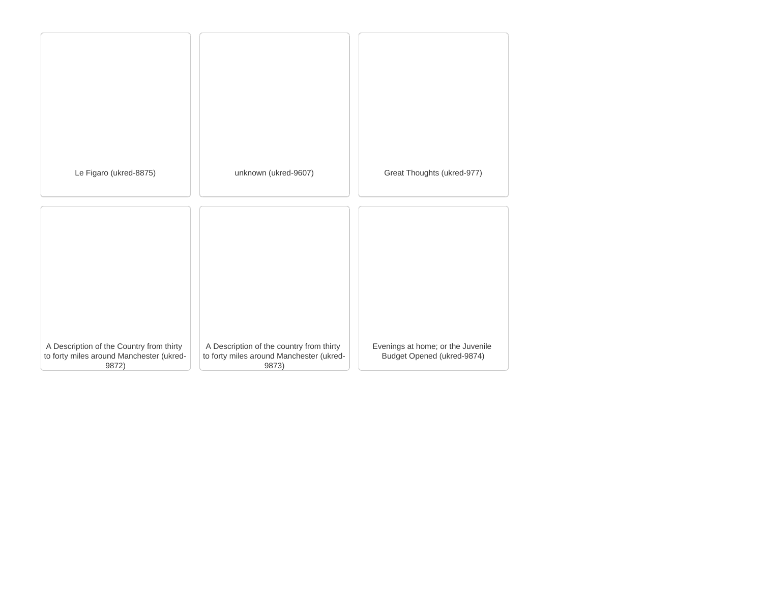Le Figaro (ukred-8875)

unknown (ukred-9607)

Great Thoughts (ukred-977)

A Description of the Country from thirty to forty miles around Manchester (ukred-9872)

A Description of the country from thirty to forty miles around Manchester (ukred-9873)

Evenings at home; or the Juvenile Budget Opened (ukred-9874)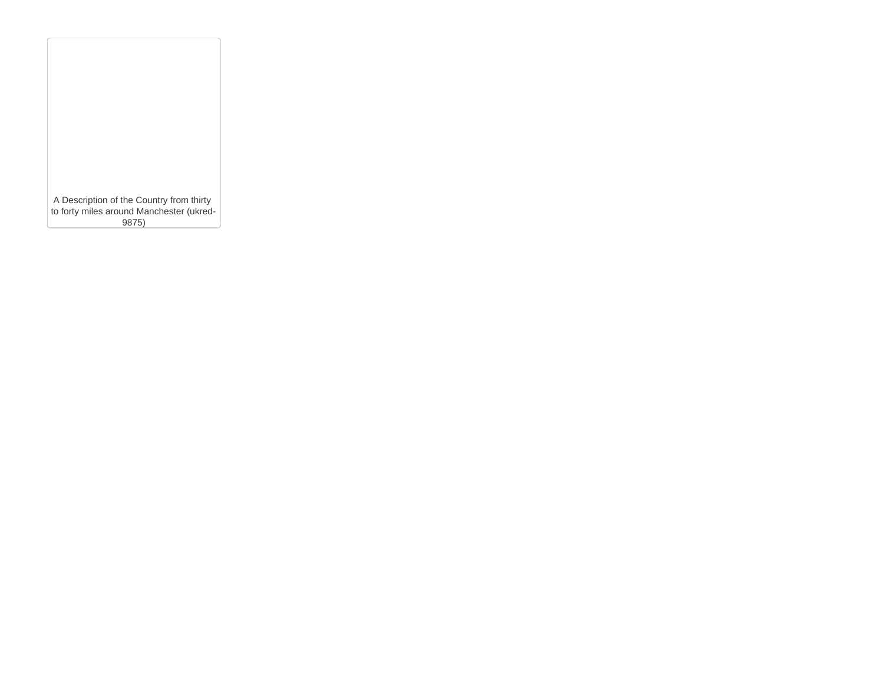A Description of the Country from thirty to forty miles around Manchester (ukred-9875)